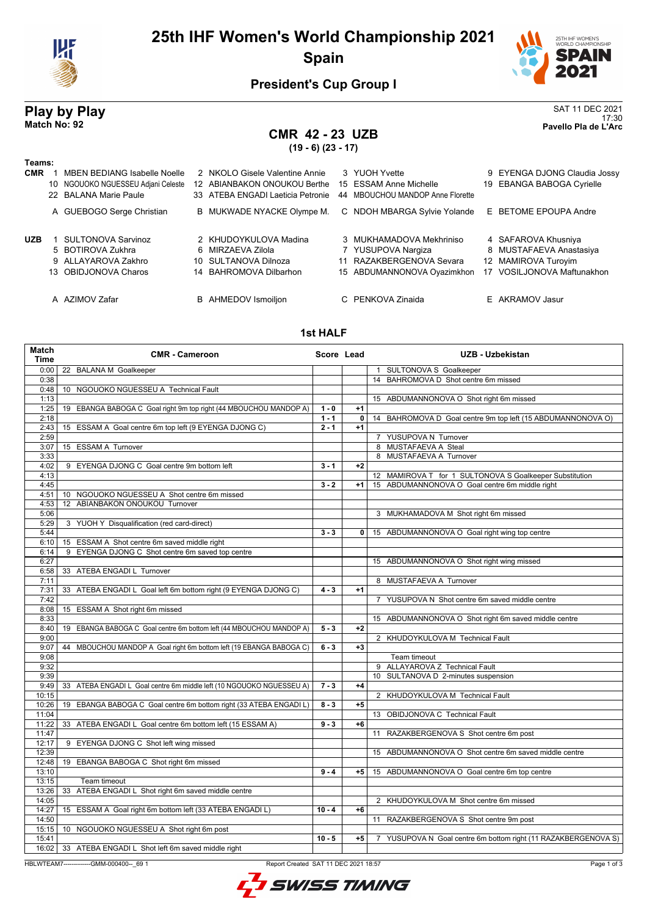# 25th IHF Women's World Championship 2021

## Spain

### President's Cup Group I

**Play by Play**
**Match No: 92**

SAT 11 DEC 2021
17:30
**Pavello Pla de L'Arc**

## CMR 42 - 23 UZB
**(19 - 6) (23 - 17)**

**Teams:**

**CMR**
1 MBEN BEDIANG Isabelle Noelle, 2 NKOLO Gisele Valentine Annie, 3 YUOH Yvette, 9 EYENGA DJONG Claudia Jossy, 10 NGOUOKO NGUESSEU Adjani Celeste, 12 ABIANBAKON ONOUKOU Berthe, 15 ESSAM Anne Michelle, 19 EBANGA BABOGA Cyrielle, 22 BALANA Marie Paule, 33 ATEBA ENGADI Laeticia Petronie, 44 MBOUCHOU MANDOP Anne Florette

A GUEBOGO Serge Christian, B MUKWADE NYACKE Olympe M., C NDOH MBARGA Sylvie Yolande, E BETOME EPOUPA Andre

**UZB**
1 SULTONOVA Sarvinoz, 2 KHUDOYKULOVA Madina, 3 MUKHAMADOVA Mekhriniso, 4 SAFAROVA Khusniya, 5 BOTIROVA Zukhra, 6 MIRZAEVA Zilola, 7 YUSUPOVA Nargiza, 8 MUSTAFAEVA Anastasiya, 9 ALLAYAROVA Zakhro, 10 SULTANOVA Dilnoza, 11 RAZAKBERGENOVA Sevara, 12 MAMIROVA Turoyim, 13 OBIDJONOVA Charos, 14 BAHROMOVA Dilbarhon, 15 ABDUMANNONOVA Oyazimkhon, 17 VOSILJONOVA Maftunakhon

A AZIMOV Zafar, B AHMEDOV Ismoiljon, C PENKOVA Zinaida, E AKRAMOV Jasur

### 1st HALF

| Match Time | CMR - Cameroon | Score | Lead | UZB - Uzbekistan |
|---|---|---|---|---|
| 0:00 | 22 BALANA M Goalkeeper | | | 1 SULTONOVA S Goalkeeper |
| 0:38 | | | | 14 BAHROMOVA D Shot centre 6m missed |
| 0:48 | 10 NGOUOKO NGUESSEU A Technical Fault | | | |
| 1:13 | | | | 15 ABDUMANNONOVA O Shot right 6m missed |
| 1:25 | 19 EBANGA BABOGA C Goal right 9m top right (44 MBOUCHOU MANDOP A) | 1 - 0 | +1 | |
| 2:18 | | 1 - 1 | 0 | 14 BAHROMOVA D Goal centre 9m top left (15 ABDUMANNONOVA O) |
| 2:43 | 15 ESSAM A Goal centre 6m top left (9 EYENGA DJONG C) | 2 - 1 | +1 | |
| 2:59 | | | | 7 YUSUPOVA N Turnover |
| 3:07 | 15 ESSAM A Turnover | | | 8 MUSTAFAEVA A Steal |
| 3:33 | | | | 8 MUSTAFAEVA A Turnover |
| 4:02 | 9 EYENGA DJONG C Goal centre 9m bottom left | 3 - 1 | +2 | |
| 4:13 | | | | 12 MAMIROVA T for 1 SULTONOVA S Goalkeeper Substitution |
| 4:45 | | 3 - 2 | +1 | 15 ABDUMANNONOVA O Goal centre 6m middle right |
| 4:51 | 10 NGOUOKO NGUESSEU A Shot centre 6m missed | | | |
| 4:53 | 12 ABIANBAKON ONOUKOU Turnover | | | |
| 5:06 | | | | 3 MUKHAMADOVA M Shot right 6m missed |
| 5:29 | 3 YUOH Y Disqualification (red card-direct) | | | |
| 5:44 | | 3 - 3 | 0 | 15 ABDUMANNONOVA O Goal right wing top centre |
| 6:10 | 15 ESSAM A Shot centre 6m saved middle right | | | |
| 6:14 | 9 EYENGA DJONG C Shot centre 6m saved top centre | | | |
| 6:27 | | | | 15 ABDUMANNONOVA O Shot right wing missed |
| 6:58 | 33 ATEBA ENGADI L Turnover | | | |
| 7:11 | | | | 8 MUSTAFAEVA A Turnover |
| 7:31 | 33 ATEBA ENGADI L Goal left 6m bottom right (9 EYENGA DJONG C) | 4 - 3 | +1 | |
| 7:42 | | | | 7 YUSUPOVA N Shot centre 6m saved middle centre |
| 8:08 | 15 ESSAM A Shot right 6m missed | | | |
| 8:33 | | | | 15 ABDUMANNONOVA O Shot right 6m saved middle centre |
| 8:40 | 19 EBANGA BABOGA C Goal centre 6m bottom left (44 MBOUCHOU MANDOP A) | 5 - 3 | +2 | |
| 9:00 | | | | 2 KHUDOYKULOVA M Technical Fault |
| 9:07 | 44 MBOUCHOU MANDOP A Goal right 6m bottom left (19 EBANGA BABOGA C) | 6 - 3 | +3 | |
| 9:08 | | | | Team timeout |
| 9:32 | | | | 9 ALLAYAROVA Z Technical Fault |
| 9:39 | | | | 10 SULTANOVA D 2-minutes suspension |
| 9:49 | 33 ATEBA ENGADI L Goal centre 6m middle left (10 NGOUOKO NGUESSEU A) | 7 - 3 | +4 | |
| 10:15 | | | | 2 KHUDOYKULOVA M Technical Fault |
| 10:26 | 19 EBANGA BABOGA C Goal centre 6m bottom right (33 ATEBA ENGADI L) | 8 - 3 | +5 | |
| 11:04 | | | | 13 OBIDJONOVA C Technical Fault |
| 11:22 | 33 ATEBA ENGADI L Goal centre 6m bottom left (15 ESSAM A) | 9 - 3 | +6 | |
| 11:47 | | | | 11 RAZAKBERGENOVA S Shot centre 6m post |
| 12:17 | 9 EYENGA DJONG C Shot left wing missed | | | |
| 12:39 | | | | 15 ABDUMANNONOVA O Shot centre 6m saved middle centre |
| 12:48 | 19 EBANGA BABOGA C Shot right 6m missed | | | |
| 13:10 | | 9 - 4 | +5 | 15 ABDUMANNONOVA O Goal centre 6m top centre |
| 13:15 | Team timeout | | | |
| 13:26 | 33 ATEBA ENGADI L Shot right 6m saved middle centre | | | |
| 14:05 | | | | 2 KHUDOYKULOVA M Shot centre 6m missed |
| 14:27 | 15 ESSAM A Goal right 6m bottom left (33 ATEBA ENGADI L) | 10 - 4 | +6 | |
| 14:50 | | | | 11 RAZAKBERGENOVA S Shot centre 9m post |
| 15:15 | 10 NGOUOKO NGUESSEU A Shot right 6m post | | | |
| 15:41 | | 10 - 5 | +5 | 7 YUSUPOVA N Goal centre 6m bottom right (11 RAZAKBERGENOVA S) |
| 16:02 | 33 ATEBA ENGADI L Shot left 6m saved middle right | | | |

HBLWTEAM7-------------GMM-000400--_69 1 Report Created SAT 11 DEC 2021 18:57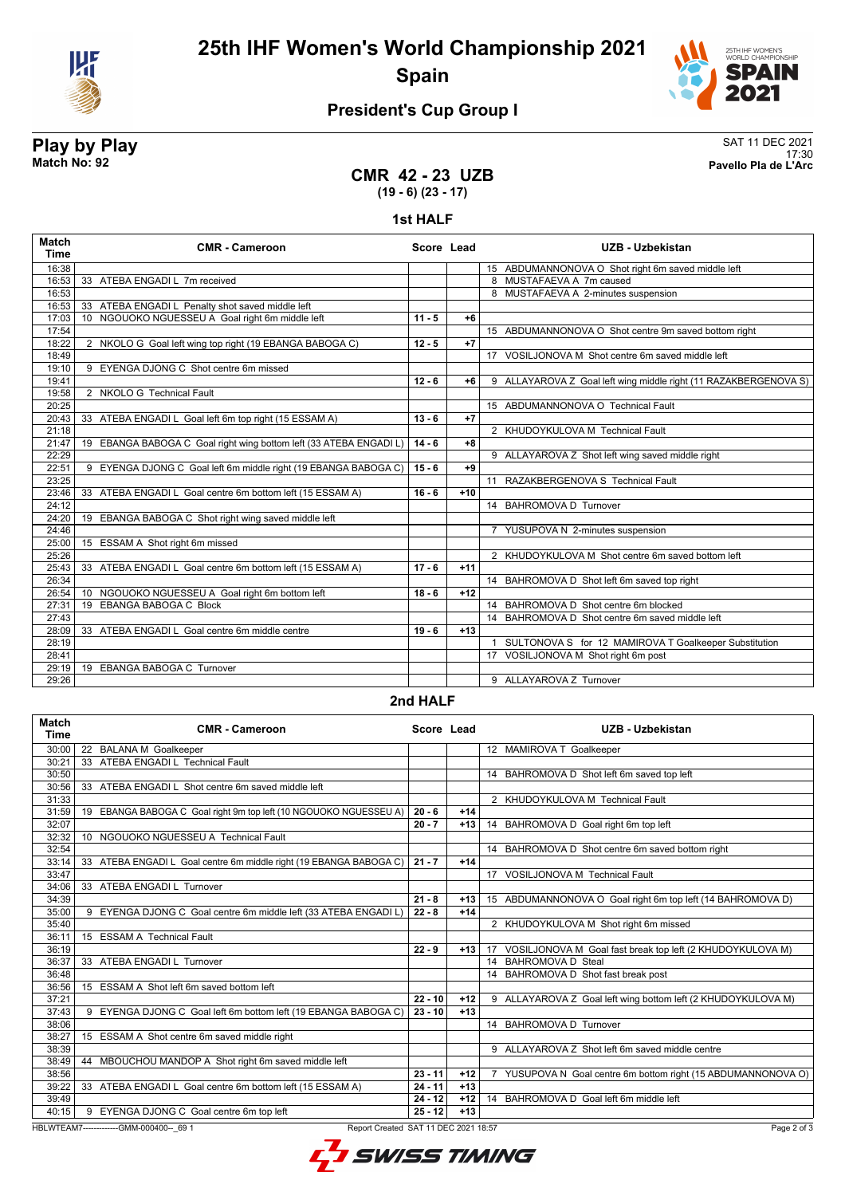# 25th IHF Women's World Championship 2021
## Spain

### President's Cup Group I

**Play by Play**
**Match No: 92**

SAT 11 DEC 2021
17:30
**Pavello Pla de L'Arc**

## CMR 42 - 23 UZB
**(19 - 6) (23 - 17)**

### 1st HALF

| Match Time | CMR - Cameroon | Score | Lead | UZB - Uzbekistan |
|---|---|---|---|---|
| 16:38 | | | | 15 ABDUMANNONOVA O Shot right 6m saved middle left |
| 16:53 | 33 ATEBA ENGADI L 7m received | | | 8 MUSTAFAEVA A 7m caused |
| 16:53 | | | | 8 MUSTAFAEVA A 2-minutes suspension |
| 16:53 | 33 ATEBA ENGADI L Penalty shot saved middle left | | | |
| 17:03 | 10 NGOUOKO NGUESSEU A Goal right 6m middle left | 11 - 5 | +6 | |
| 17:54 | | | | 15 ABDUMANNONOVA O Shot centre 9m saved bottom right |
| 18:22 | 2 NKOLO G Goal left wing top right (19 EBANGA BABOGA C) | 12 - 5 | +7 | |
| 18:49 | | | | 17 VOSILJONOVA M Shot centre 6m saved middle left |
| 19:10 | 9 EYENGA DJONG C Shot centre 6m missed | | | |
| 19:41 | | 12 - 6 | +6 | 9 ALLAYAROVA Z Goal left wing middle right (11 RAZAKBERGENOVA S) |
| 19:58 | 2 NKOLO G Technical Fault | | | |
| 20:25 | | | | 15 ABDUMANNONOVA O Technical Fault |
| 20:43 | 33 ATEBA ENGADI L Goal left 6m top right (15 ESSAM A) | 13 - 6 | +7 | |
| 21:18 | | | | 2 KHUDOYKULOVA M Technical Fault |
| 21:47 | 19 EBANGA BABOGA C Goal right wing bottom left (33 ATEBA ENGADI L) | 14 - 6 | +8 | |
| 22:29 | | | | 9 ALLAYAROVA Z Shot left wing saved middle right |
| 22:51 | 9 EYENGA DJONG C Goal left 6m middle right (19 EBANGA BABOGA C) | 15 - 6 | +9 | |
| 23:25 | | | | 11 RAZAKBERGENOVA S Technical Fault |
| 23:46 | 33 ATEBA ENGADI L Goal centre 6m bottom left (15 ESSAM A) | 16 - 6 | +10 | |
| 24:12 | | | | 14 BAHROMOVA D Turnover |
| 24:20 | 19 EBANGA BABOGA C Shot right wing saved middle left | | | |
| 24:46 | | | | 7 YUSUPOVA N 2-minutes suspension |
| 25:00 | 15 ESSAM A Shot right 6m missed | | | |
| 25:26 | | | | 2 KHUDOYKULOVA M Shot centre 6m saved bottom left |
| 25:43 | 33 ATEBA ENGADI L Goal centre 6m bottom left (15 ESSAM A) | 17 - 6 | +11 | |
| 26:34 | | | | 14 BAHROMOVA D Shot left 6m saved top right |
| 26:54 | 10 NGOUOKO NGUESSEU A Goal right 6m bottom left | 18 - 6 | +12 | |
| 27:31 | 19 EBANGA BABOGA C Block | | | 14 BAHROMOVA D Shot centre 6m blocked |
| 27:43 | | | | 14 BAHROMOVA D Shot centre 6m saved middle left |
| 28:09 | 33 ATEBA ENGADI L Goal centre 6m middle centre | 19 - 6 | +13 | |
| 28:19 | | | | 1 SULTONOVA S for 12 MAMIROVA T Goalkeeper Substitution |
| 28:41 | | | | 17 VOSILJONOVA M Shot right 6m post |
| 29:19 | 19 EBANGA BABOGA C Turnover | | | |
| 29:26 | | | | 9 ALLAYAROVA Z Turnover |

### 2nd HALF

| Match Time | CMR - Cameroon | Score | Lead | UZB - Uzbekistan |
|---|---|---|---|---|
| 30:00 | 22 BALANA M Goalkeeper | | | 12 MAMIROVA T Goalkeeper |
| 30:21 | 33 ATEBA ENGADI L Technical Fault | | | |
| 30:50 | | | | 14 BAHROMOVA D Shot left 6m saved top left |
| 30:56 | 33 ATEBA ENGADI L Shot centre 6m saved middle left | | | |
| 31:33 | | | | 2 KHUDOYKULOVA M Technical Fault |
| 31:59 | 19 EBANGA BABOGA C Goal right 9m top left (10 NGOUOKO NGUESSEU A) | 20 - 6 | +14 | |
| 32:07 | | 20 - 7 | +13 | 14 BAHROMOVA D Goal right 6m top left |
| 32:32 | 10 NGOUOKO NGUESSEU A Technical Fault | | | |
| 32:54 | | | | 14 BAHROMOVA D Shot centre 6m saved bottom right |
| 33:14 | 33 ATEBA ENGADI L Goal centre 6m middle right (19 EBANGA BABOGA C) | 21 - 7 | +14 | |
| 33:47 | | | | 17 VOSILJONOVA M Technical Fault |
| 34:06 | 33 ATEBA ENGADI L Turnover | | | |
| 34:39 | | 21 - 8 | +13 | 15 ABDUMANNONOVA O Goal right 6m top left (14 BAHROMOVA D) |
| 35:00 | 9 EYENGA DJONG C Goal centre 6m middle left (33 ATEBA ENGADI L) | 22 - 8 | +14 | |
| 35:40 | | | | 2 KHUDOYKULOVA M Shot right 6m missed |
| 36:11 | 15 ESSAM A Technical Fault | | | |
| 36:19 | | 22 - 9 | +13 | 17 VOSILJONOVA M Goal fast break top left (2 KHUDOYKULOVA M) |
| 36:37 | 33 ATEBA ENGADI L Turnover | | | 14 BAHROMOVA D Steal |
| 36:48 | | | | 14 BAHROMOVA D Shot fast break post |
| 36:56 | 15 ESSAM A Shot left 6m saved bottom left | | | |
| 37:21 | | 22 - 10 | +12 | 9 ALLAYAROVA Z Goal left wing bottom left (2 KHUDOYKULOVA M) |
| 37:43 | 9 EYENGA DJONG C Goal left 6m bottom left (19 EBANGA BABOGA C) | 23 - 10 | +13 | |
| 38:06 | | | | 14 BAHROMOVA D Turnover |
| 38:27 | 15 ESSAM A Shot centre 6m saved middle right | | | |
| 38:39 | | | | 9 ALLAYAROVA Z Shot left 6m saved middle centre |
| 38:49 | 44 MBOUCHOU MANDOP A Shot right 6m saved middle left | | | |
| 38:56 | | 23 - 11 | +12 | 7 YUSUPOVA N Goal centre 6m bottom right (15 ABDUMANNONOVA O) |
| 39:22 | 33 ATEBA ENGADI L Goal centre 6m bottom left (15 ESSAM A) | 24 - 11 | +13 | |
| 39:49 | | 24 - 12 | +12 | 14 BAHROMOVA D Goal left 6m middle left |
| 40:15 | 9 EYENGA DJONG C Goal centre 6m top left | 25 - 12 | +13 | |

HBLWTEAM7-------------GMM-000400--_69 1    Report Created SAT 11 DEC 2021 18:57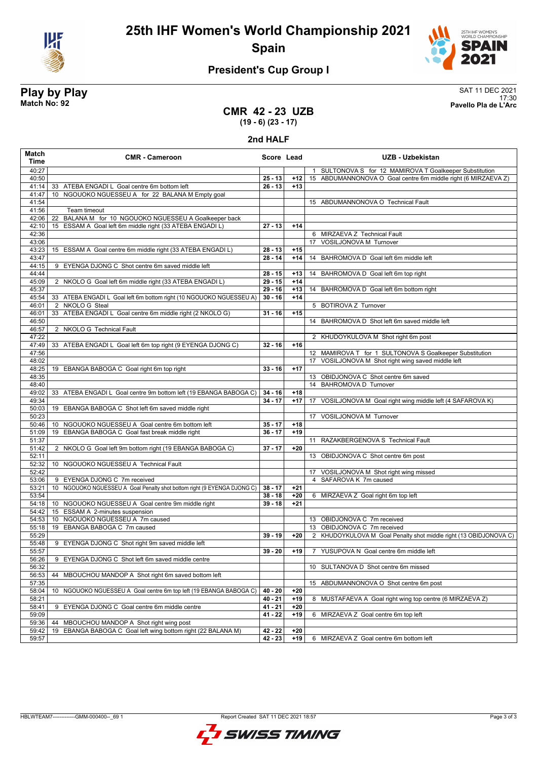# 25th IHF Women's World Championship 2021

## Spain

### President's Cup Group I

**Play by Play**
**Match No: 92**

SAT 11 DEC 2021
17:30
**Pavello Pla de L'Arc**

## CMR 42 - 23 UZB

**(19 - 6) (23 - 17)**

### 2nd HALF

| Match Time | CMR - Cameroon | Score | Lead | UZB - Uzbekistan |
|---|---|---|---|---|
| 40:27 | | | | 1 SULTONOVA S for 12 MAMIROVA T Goalkeeper Substitution |
| 40:50 | | 25 - 13 | +12 | 15 ABDUMANNONOVA O Goal centre 6m middle right (6 MIRZAEVA Z) |
| 41:14 | 33 ATEBA ENGADI L Goal centre 6m bottom left | 26 - 13 | +13 | |
| 41:47 | 10 NGOUOKO NGUESSEU A for 22 BALANA M Empty goal | | | |
| 41:54 | | | | 15 ABDUMANNONOVA O Technical Fault |
| 41:56 | Team timeout | | | |
| 42:06 | 22 BALANA M for 10 NGOUOKO NGUESSEU A Goalkeeper back | | | |
| 42:10 | 15 ESSAM A Goal left 6m middle right (33 ATEBA ENGADI L) | 27 - 13 | +14 | |
| 42:36 | | | | 6 MIRZAEVA Z Technical Fault |
| 43:06 | | | | 17 VOSILJONOVA M Turnover |
| 43:23 | 15 ESSAM A Goal centre 6m middle right (33 ATEBA ENGADI L) | 28 - 13 | +15 | |
| 43:47 | | 28 - 14 | +14 | 14 BAHROMOVA D Goal left 6m middle left |
| 44:15 | 9 EYENGA DJONG C Shot centre 6m saved middle left | | | |
| 44:44 | | 28 - 15 | +13 | 14 BAHROMOVA D Goal left 6m top right |
| 45:09 | 2 NKOLO G Goal left 6m middle right (33 ATEBA ENGADI L) | 29 - 15 | +14 | |
| 45:37 | | 29 - 16 | +13 | 14 BAHROMOVA D Goal left 6m bottom right |
| 45:54 | 33 ATEBA ENGADI L Goal left 6m bottom right (10 NGOUOKO NGUESSEU A) | 30 - 16 | +14 | |
| 46:01 | 2 NKOLO G Steal | | | 5 BOTIROVA Z Turnover |
| 46:01 | 33 ATEBA ENGADI L Goal centre 6m middle right (2 NKOLO G) | 31 - 16 | +15 | |
| 46:50 | | | | 14 BAHROMOVA D Shot left 6m saved middle left |
| 46:57 | 2 NKOLO G Technical Fault | | | |
| 47:22 | | | | 2 KHUDOYKULOVA M Shot right 6m post |
| 47:49 | 33 ATEBA ENGADI L Goal left 6m top right (9 EYENGA DJONG C) | 32 - 16 | +16 | |
| 47:56 | | | | 12 MAMIROVA T for 1 SULTONOVA S Goalkeeper Substitution |
| 48:02 | | | | 17 VOSILJONOVA M Shot right wing saved middle left |
| 48:25 | 19 EBANGA BABOGA C Goal right 6m top right | 33 - 16 | +17 | |
| 48:35 | | | | 13 OBIDJONOVA C Shot centre 6m saved |
| 48:40 | | | | 14 BAHROMOVA D Turnover |
| 49:02 | 33 ATEBA ENGADI L Goal centre 9m bottom left (19 EBANGA BABOGA C) | 34 - 16 | +18 | |
| 49:34 | | 34 - 17 | +17 | 17 VOSILJONOVA M Goal right wing middle left (4 SAFAROVA K) |
| 50:03 | 19 EBANGA BABOGA C Shot left 6m saved middle right | | | |
| 50:23 | | | | 17 VOSILJONOVA M Turnover |
| 50:46 | 10 NGOUOKO NGUESSEU A Goal centre 6m bottom left | 35 - 17 | +18 | |
| 51:09 | 19 EBANGA BABOGA C Goal fast break middle right | 36 - 17 | +19 | |
| 51:37 | | | | 11 RAZAKBERGENOVA S Technical Fault |
| 51:42 | 2 NKOLO G Goal left 9m bottom right (19 EBANGA BABOGA C) | 37 - 17 | +20 | |
| 52:11 | | | | 13 OBIDJONOVA C Shot centre 6m post |
| 52:32 | 10 NGOUOKO NGUESSEU A Technical Fault | | | |
| 52:42 | | | | 17 VOSILJONOVA M Shot right wing missed |
| 53:06 | 9 EYENGA DJONG C 7m received | | | 4 SAFAROVA K 7m caused |
| 53:21 | 10 NGOUOKO NGUESSEU A Goal Penalty shot bottom right (9 EYENGA DJONG C) | 38 - 17 | +21 | |
| 53:54 | | 38 - 18 | +20 | 6 MIRZAEVA Z Goal right 6m top left |
| 54:18 | 10 NGOUOKO NGUESSEU A Goal centre 9m middle right | 39 - 18 | +21 | |
| 54:42 | 15 ESSAM A 2-minutes suspension | | | |
| 54:53 | 10 NGOUOKO NGUESSEU A 7m caused | | | 13 OBIDJONOVA C 7m received |
| 55:18 | 19 EBANGA BABOGA C 7m caused | | | 13 OBIDJONOVA C 7m received |
| 55:29 | | 39 - 19 | +20 | 2 KHUDOYKULOVA M Goal Penalty shot middle right (13 OBIDJONOVA C) |
| 55:48 | 9 EYENGA DJONG C Shot right 9m saved middle left | | | |
| 55:57 | | 39 - 20 | +19 | 7 YUSUPOVA N Goal centre 6m middle left |
| 56:26 | 9 EYENGA DJONG C Shot left 6m saved middle centre | | | |
| 56:32 | | | | 10 SULTANOVA D Shot centre 6m missed |
| 56:53 | 44 MBOUCHOU MANDOP A Shot right 6m saved bottom left | | | |
| 57:35 | | | | 15 ABDUMANNONOVA O Shot centre 6m post |
| 58:04 | 10 NGOUOKO NGUESSEU A Goal centre 6m top left (19 EBANGA BABOGA C) | 40 - 20 | +20 | |
| 58:21 | | 40 - 21 | +19 | 8 MUSTAFAEVA A Goal right wing top centre (6 MIRZAEVA Z) |
| 58:41 | 9 EYENGA DJONG C Goal centre 6m middle centre | 41 - 21 | +20 | |
| 59:09 | | 41 - 22 | +19 | 6 MIRZAEVA Z Goal centre 6m top left |
| 59:36 | 44 MBOUCHOU MANDOP A Shot right wing post | | | |
| 59:42 | 19 EBANGA BABOGA C Goal left wing bottom right (22 BALANA M) | 42 - 22 | +20 | |
| 59:57 | | 42 - 23 | +19 | 6 MIRZAEVA Z Goal centre 6m bottom left |

HBLWTEAM7-------------GMM-000400--_69 1 Report Created SAT 11 DEC 2021 18:57